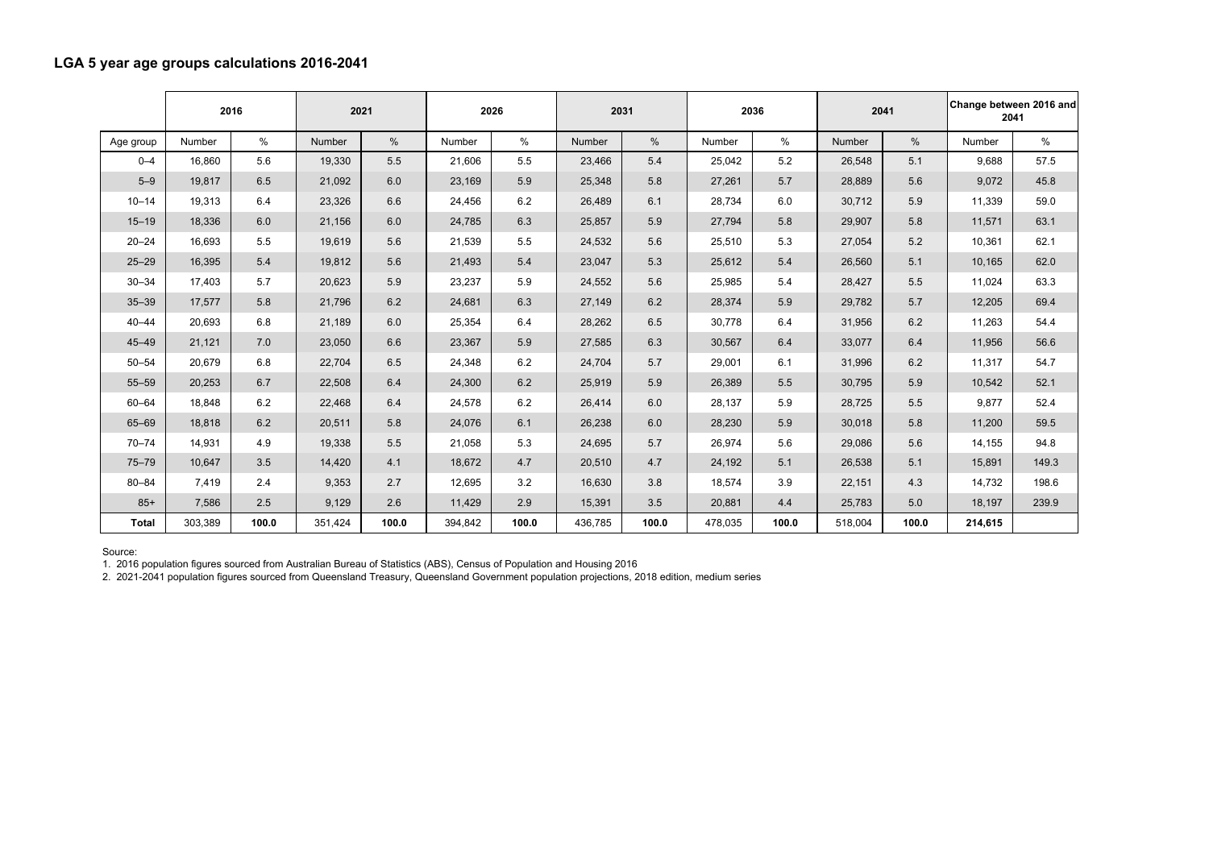## LGA 5 year age groups calculations 2016-2041

| | 2016 | | 2021 | | 2026 | | 2031 | | 2036 | | 2041 | | Change between 2016 and 2041 | |
|---|---|---|---|---|---|---|---|---|---|---|---|---|---|---|
| Age group | Number | % | Number | % | Number | % | Number | % | Number | % | Number | % | Number | % |
| 0–4 | 16,860 | 5.6 | 19,330 | 5.5 | 21,606 | 5.5 | 23,466 | 5.4 | 25,042 | 5.2 | 26,548 | 5.1 | 9,688 | 57.5 |
| 5–9 | 19,817 | 6.5 | 21,092 | 6.0 | 23,169 | 5.9 | 25,348 | 5.8 | 27,261 | 5.7 | 28,889 | 5.6 | 9,072 | 45.8 |
| 10–14 | 19,313 | 6.4 | 23,326 | 6.6 | 24,456 | 6.2 | 26,489 | 6.1 | 28,734 | 6.0 | 30,712 | 5.9 | 11,339 | 59.0 |
| 15–19 | 18,336 | 6.0 | 21,156 | 6.0 | 24,785 | 6.3 | 25,857 | 5.9 | 27,794 | 5.8 | 29,907 | 5.8 | 11,571 | 63.1 |
| 20–24 | 16,693 | 5.5 | 19,619 | 5.6 | 21,539 | 5.5 | 24,532 | 5.6 | 25,510 | 5.3 | 27,054 | 5.2 | 10,361 | 62.1 |
| 25–29 | 16,395 | 5.4 | 19,812 | 5.6 | 21,493 | 5.4 | 23,047 | 5.3 | 25,612 | 5.4 | 26,560 | 5.1 | 10,165 | 62.0 |
| 30–34 | 17,403 | 5.7 | 20,623 | 5.9 | 23,237 | 5.9 | 24,552 | 5.6 | 25,985 | 5.4 | 28,427 | 5.5 | 11,024 | 63.3 |
| 35–39 | 17,577 | 5.8 | 21,796 | 6.2 | 24,681 | 6.3 | 27,149 | 6.2 | 28,374 | 5.9 | 29,782 | 5.7 | 12,205 | 69.4 |
| 40–44 | 20,693 | 6.8 | 21,189 | 6.0 | 25,354 | 6.4 | 28,262 | 6.5 | 30,778 | 6.4 | 31,956 | 6.2 | 11,263 | 54.4 |
| 45–49 | 21,121 | 7.0 | 23,050 | 6.6 | 23,367 | 5.9 | 27,585 | 6.3 | 30,567 | 6.4 | 33,077 | 6.4 | 11,956 | 56.6 |
| 50–54 | 20,679 | 6.8 | 22,704 | 6.5 | 24,348 | 6.2 | 24,704 | 5.7 | 29,001 | 6.1 | 31,996 | 6.2 | 11,317 | 54.7 |
| 55–59 | 20,253 | 6.7 | 22,508 | 6.4 | 24,300 | 6.2 | 25,919 | 5.9 | 26,389 | 5.5 | 30,795 | 5.9 | 10,542 | 52.1 |
| 60–64 | 18,848 | 6.2 | 22,468 | 6.4 | 24,578 | 6.2 | 26,414 | 6.0 | 28,137 | 5.9 | 28,725 | 5.5 | 9,877 | 52.4 |
| 65–69 | 18,818 | 6.2 | 20,511 | 5.8 | 24,076 | 6.1 | 26,238 | 6.0 | 28,230 | 5.9 | 30,018 | 5.8 | 11,200 | 59.5 |
| 70–74 | 14,931 | 4.9 | 19,338 | 5.5 | 21,058 | 5.3 | 24,695 | 5.7 | 26,974 | 5.6 | 29,086 | 5.6 | 14,155 | 94.8 |
| 75–79 | 10,647 | 3.5 | 14,420 | 4.1 | 18,672 | 4.7 | 20,510 | 4.7 | 24,192 | 5.1 | 26,538 | 5.1 | 15,891 | 149.3 |
| 80–84 | 7,419 | 2.4 | 9,353 | 2.7 | 12,695 | 3.2 | 16,630 | 3.8 | 18,574 | 3.9 | 22,151 | 4.3 | 14,732 | 198.6 |
| 85+ | 7,586 | 2.5 | 9,129 | 2.6 | 11,429 | 2.9 | 15,391 | 3.5 | 20,881 | 4.4 | 25,783 | 5.0 | 18,197 | 239.9 |
| **Total** | 303,389 | **100.0** | 351,424 | **100.0** | 394,842 | **100.0** | 436,785 | **100.0** | 478,035 | **100.0** | 518,004 | **100.0** | **214,615** | |

Source:

1. 2016 population figures sourced from Australian Bureau of Statistics (ABS), Census of Population and Housing 2016
2. 2021-2041 population figures sourced from Queensland Treasury, Queensland Government population projections, 2018 edition, medium series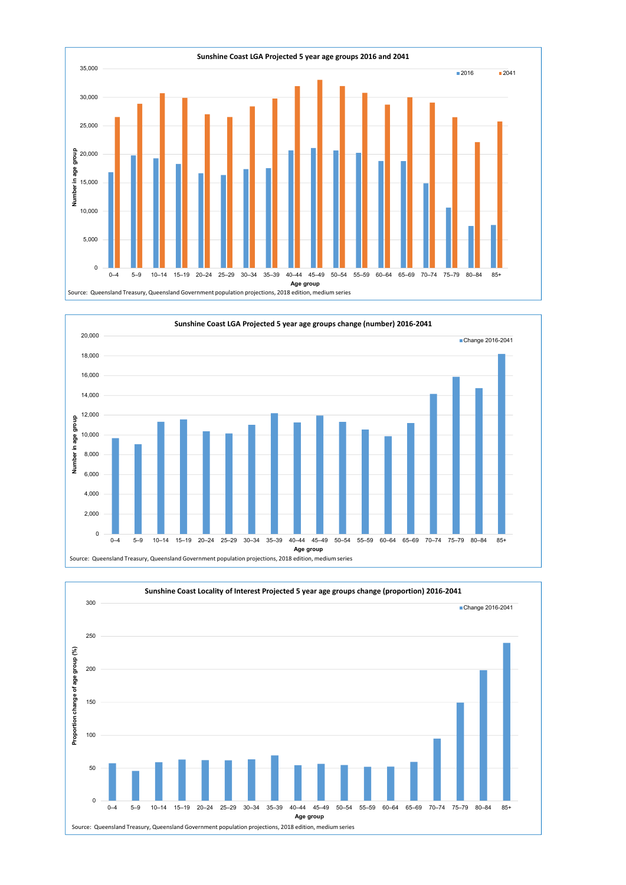Sunshine Coast LGA Projected 5 year age groups 2016 and 2041

2016
2041

35,000
30,000
25,000
20,000
15,000
10,000
5,000
0

Number in age group

0–4
5–9
10–14
15–19
20–24
25–29
30–34
35–39
40–44
45–49
50–54
55–59
60–64
65–69
70–74
75–79
80–84
85+

Age group

Source: Queensland Treasury, Queensland Government population projections, 2018 edition, medium series

Sunshine Coast LGA Projected 5 year age groups change (number) 2016-2041

Change 2016-2041

20,000
18,000
16,000
14,000
12,000
10,000
8,000
6,000
4,000
2,000
0

Number in age group

0–4
5–9
10–14
15–19
20–24
25–29
30–34
35–39
40–44
45–49
50–54
55–59
60–64
65–69
70–74
75–79
80–84
85+

Age group

Source: Queensland Treasury, Queensland Government population projections, 2018 edition, medium series

Sunshine Coast Locality of Interest Projected 5 year age groups change (proportion) 2016-2041

Change 2016-2041

300
250
200
150
100
50
0

Proportion change of age group (%)

0–4
5–9
10–14
15–19
20–24
25–29
30–34
35–39
40–44
45–49
50–54
55–59
60–64
65–69
70–74
75–79
80–84
85+

Age group

Source: Queensland Treasury, Queensland Government population projections, 2018 edition, medium series